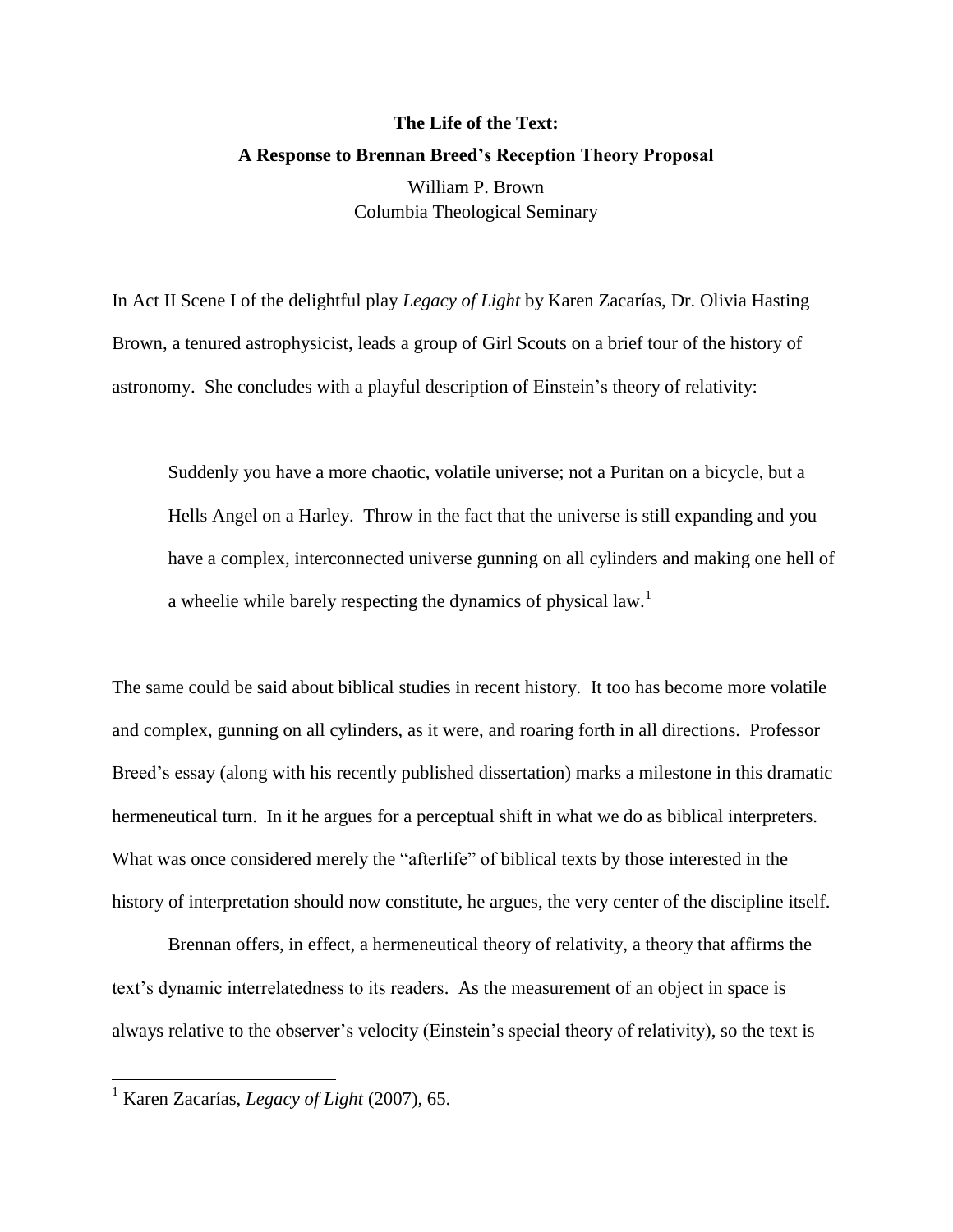# The Life of the Text:
## A Response to Brennan Breed's Reception Theory Proposal

William P. Brown
Columbia Theological Seminary

In Act II Scene I of the delightful play *Legacy of Light* by Karen Zacarías, Dr. Olivia Hasting Brown, a tenured astrophysicist, leads a group of Girl Scouts on a brief tour of the history of astronomy. She concludes with a playful description of Einstein's theory of relativity:

> Suddenly you have a more chaotic, volatile universe; not a Puritan on a bicycle, but a Hells Angel on a Harley. Throw in the fact that the universe is still expanding and you have a complex, interconnected universe gunning on all cylinders and making one hell of a wheelie while barely respecting the dynamics of physical law.[1]

The same could be said about biblical studies in recent history. It too has become more volatile and complex, gunning on all cylinders, as it were, and roaring forth in all directions. Professor Breed's essay (along with his recently published dissertation) marks a milestone in this dramatic hermeneutical turn. In it he argues for a perceptual shift in what we do as biblical interpreters. What was once considered merely the "afterlife" of biblical texts by those interested in the history of interpretation should now constitute, he argues, the very center of the discipline itself.

Brennan offers, in effect, a hermeneutical theory of relativity, a theory that affirms the text's dynamic interrelatedness to its readers. As the measurement of an object in space is always relative to the observer's velocity (Einstein's special theory of relativity), so the text is

[1] Karen Zacarías, *Legacy of Light* (2007), 65.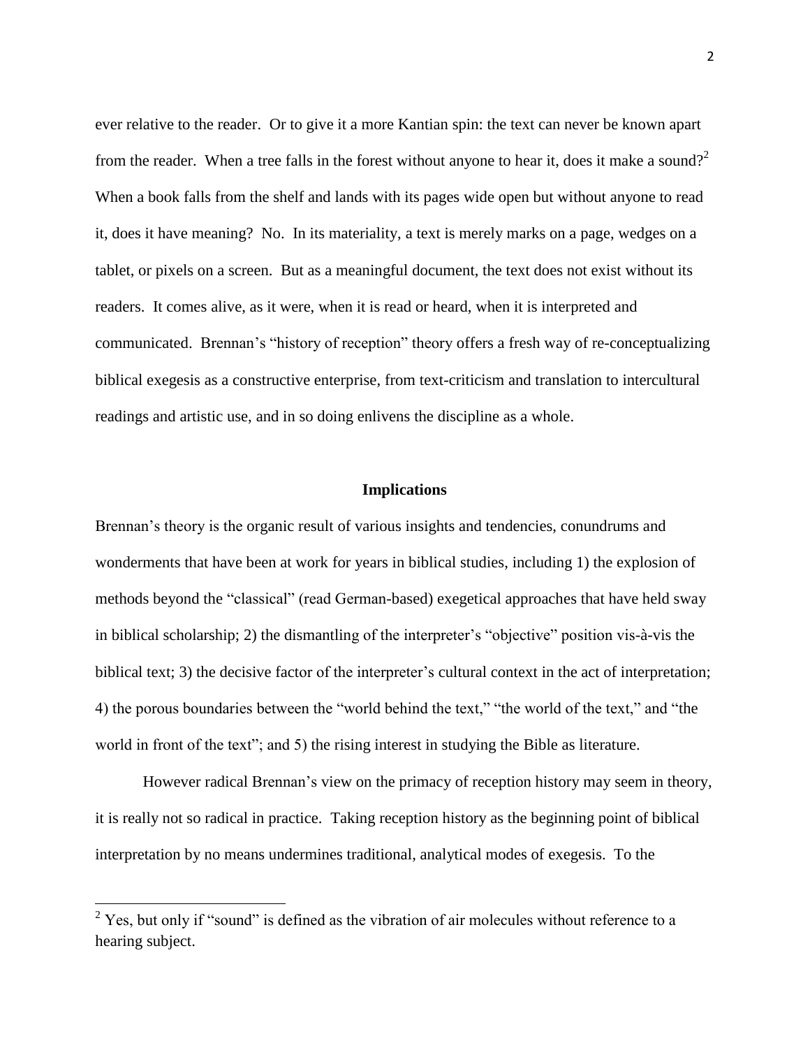ever relative to the reader. Or to give it a more Kantian spin: the text can never be known apart from the reader. When a tree falls in the forest without anyone to hear it, does it make a sound?[2] When a book falls from the shelf and lands with its pages wide open but without anyone to read it, does it have meaning? No. In its materiality, a text is merely marks on a page, wedges on a tablet, or pixels on a screen. But as a meaningful document, the text does not exist without its readers. It comes alive, as it were, when it is read or heard, when it is interpreted and communicated. Brennan's "history of reception" theory offers a fresh way of re-conceptualizing biblical exegesis as a constructive enterprise, from text-criticism and translation to intercultural readings and artistic use, and in so doing enlivens the discipline as a whole.

## Implications

Brennan's theory is the organic result of various insights and tendencies, conundrums and wonderments that have been at work for years in biblical studies, including 1) the explosion of methods beyond the "classical" (read German-based) exegetical approaches that have held sway in biblical scholarship; 2) the dismantling of the interpreter's "objective" position vis-à-vis the biblical text; 3) the decisive factor of the interpreter's cultural context in the act of interpretation; 4) the porous boundaries between the "world behind the text," "the world of the text," and "the world in front of the text"; and 5) the rising interest in studying the Bible as literature.

However radical Brennan's view on the primacy of reception history may seem in theory, it is really not so radical in practice. Taking reception history as the beginning point of biblical interpretation by no means undermines traditional, analytical modes of exegesis. To the

[2] Yes, but only if "sound" is defined as the vibration of air molecules without reference to a hearing subject.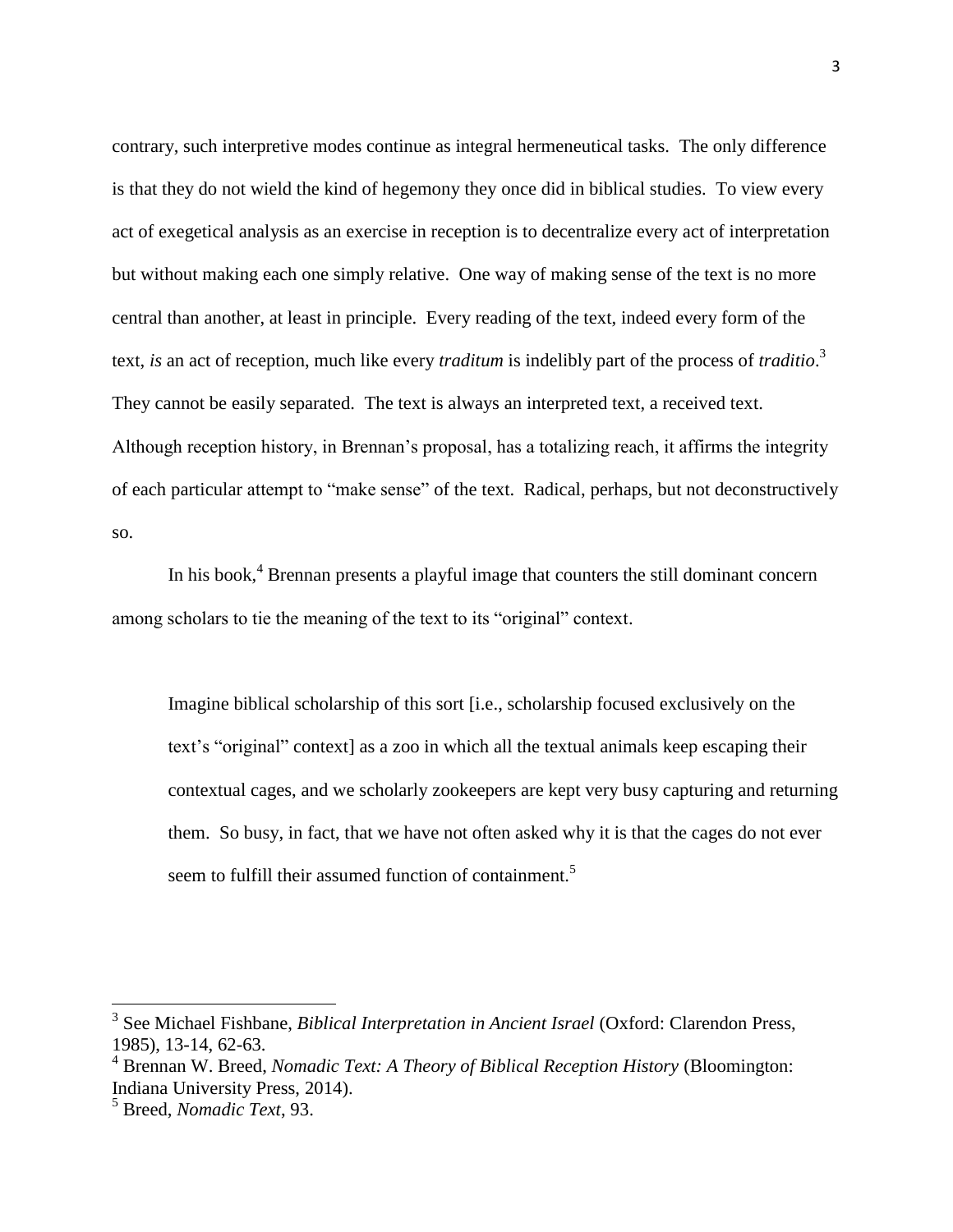contrary, such interpretive modes continue as integral hermeneutical tasks. The only difference is that they do not wield the kind of hegemony they once did in biblical studies. To view every act of exegetical analysis as an exercise in reception is to decentralize every act of interpretation but without making each one simply relative. One way of making sense of the text is no more central than another, at least in principle. Every reading of the text, indeed every form of the text, *is* an act of reception, much like every *traditum* is indelibly part of the process of *traditio*.[3] They cannot be easily separated. The text is always an interpreted text, a received text. Although reception history, in Brennan's proposal, has a totalizing reach, it affirms the integrity of each particular attempt to "make sense" of the text. Radical, perhaps, but not deconstructively so.

In his book,[4] Brennan presents a playful image that counters the still dominant concern among scholars to tie the meaning of the text to its "original" context.

> Imagine biblical scholarship of this sort [i.e., scholarship focused exclusively on the text's "original" context] as a zoo in which all the textual animals keep escaping their contextual cages, and we scholarly zookeepers are kept very busy capturing and returning them. So busy, in fact, that we have not often asked why it is that the cages do not ever seem to fulfill their assumed function of containment.[5]

---

[3] See Michael Fishbane, *Biblical Interpretation in Ancient Israel* (Oxford: Clarendon Press, 1985), 13-14, 62-63.

[4] Brennan W. Breed, *Nomadic Text: A Theory of Biblical Reception History* (Bloomington: Indiana University Press, 2014).

[5] Breed, *Nomadic Text*, 93.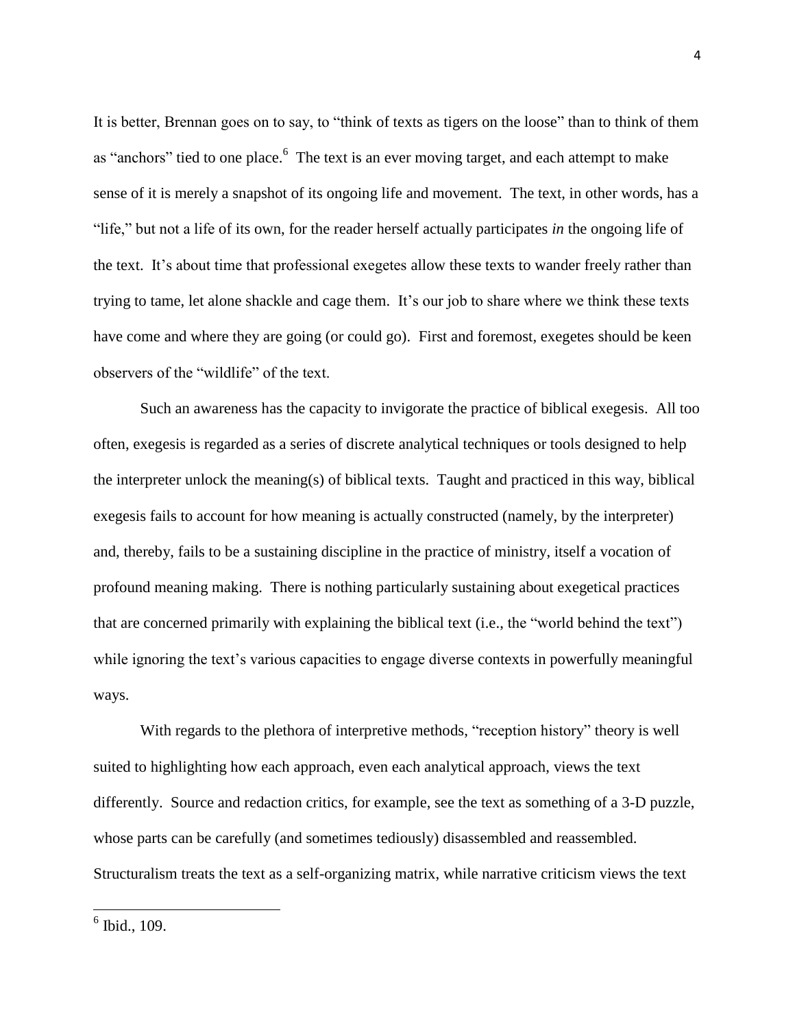It is better, Brennan goes on to say, to "think of texts as tigers on the loose" than to think of them as "anchors" tied to one place.[6] The text is an ever moving target, and each attempt to make sense of it is merely a snapshot of its ongoing life and movement. The text, in other words, has a "life," but not a life of its own, for the reader herself actually participates *in* the ongoing life of the text. It's about time that professional exegetes allow these texts to wander freely rather than trying to tame, let alone shackle and cage them. It's our job to share where we think these texts have come and where they are going (or could go). First and foremost, exegetes should be keen observers of the "wildlife" of the text.

Such an awareness has the capacity to invigorate the practice of biblical exegesis. All too often, exegesis is regarded as a series of discrete analytical techniques or tools designed to help the interpreter unlock the meaning(s) of biblical texts. Taught and practiced in this way, biblical exegesis fails to account for how meaning is actually constructed (namely, by the interpreter) and, thereby, fails to be a sustaining discipline in the practice of ministry, itself a vocation of profound meaning making. There is nothing particularly sustaining about exegetical practices that are concerned primarily with explaining the biblical text (i.e., the "world behind the text") while ignoring the text's various capacities to engage diverse contexts in powerfully meaningful ways.

With regards to the plethora of interpretive methods, "reception history" theory is well suited to highlighting how each approach, even each analytical approach, views the text differently. Source and redaction critics, for example, see the text as something of a 3-D puzzle, whose parts can be carefully (and sometimes tediously) disassembled and reassembled. Structuralism treats the text as a self-organizing matrix, while narrative criticism views the text

[6] Ibid., 109.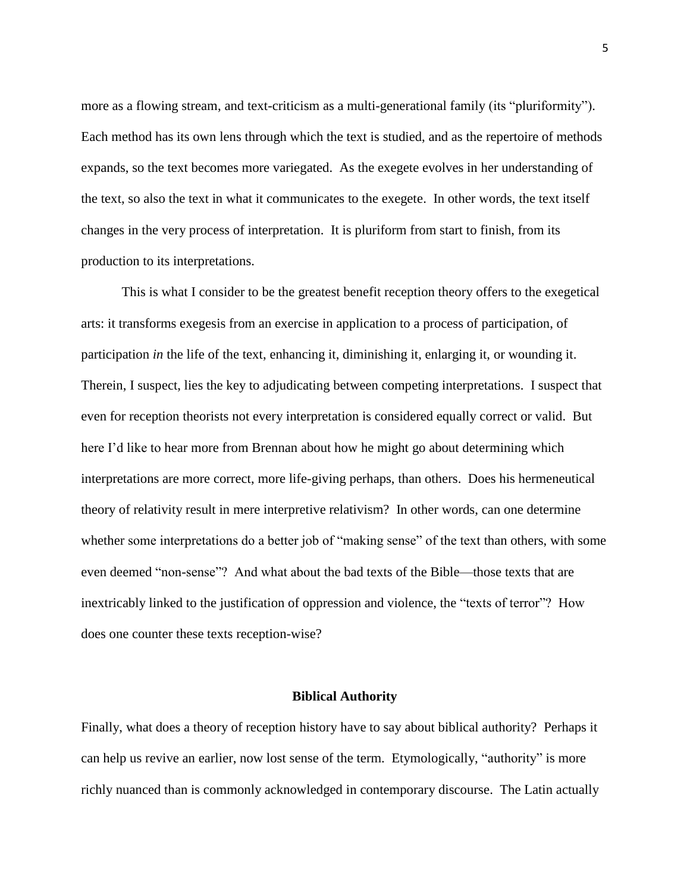more as a flowing stream, and text-criticism as a multi-generational family (its "pluriformity"). Each method has its own lens through which the text is studied, and as the repertoire of methods expands, so the text becomes more variegated. As the exegete evolves in her understanding of the text, so also the text in what it communicates to the exegete. In other words, the text itself changes in the very process of interpretation. It is pluriform from start to finish, from its production to its interpretations.

This is what I consider to be the greatest benefit reception theory offers to the exegetical arts: it transforms exegesis from an exercise in application to a process of participation, of participation *in* the life of the text, enhancing it, diminishing it, enlarging it, or wounding it. Therein, I suspect, lies the key to adjudicating between competing interpretations. I suspect that even for reception theorists not every interpretation is considered equally correct or valid. But here I'd like to hear more from Brennan about how he might go about determining which interpretations are more correct, more life-giving perhaps, than others. Does his hermeneutical theory of relativity result in mere interpretive relativism? In other words, can one determine whether some interpretations do a better job of "making sense" of the text than others, with some even deemed "non-sense"? And what about the bad texts of the Bible—those texts that are inextricably linked to the justification of oppression and violence, the "texts of terror"? How does one counter these texts reception-wise?

## Biblical Authority

Finally, what does a theory of reception history have to say about biblical authority? Perhaps it can help us revive an earlier, now lost sense of the term. Etymologically, "authority" is more richly nuanced than is commonly acknowledged in contemporary discourse. The Latin actually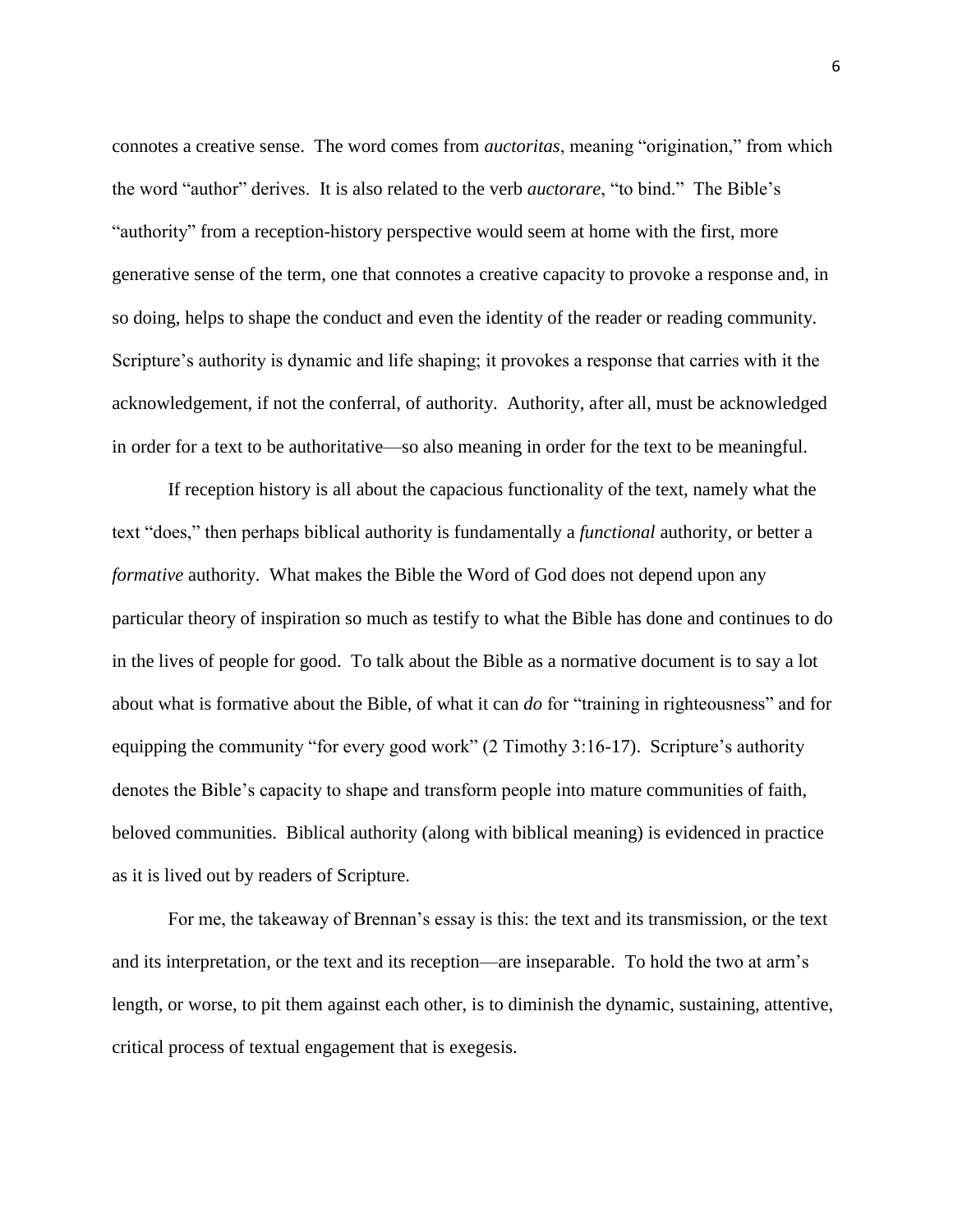connotes a creative sense. The word comes from *auctoritas*, meaning "origination," from which the word "author" derives. It is also related to the verb *auctorare*, "to bind." The Bible's "authority" from a reception-history perspective would seem at home with the first, more generative sense of the term, one that connotes a creative capacity to provoke a response and, in so doing, helps to shape the conduct and even the identity of the reader or reading community. Scripture's authority is dynamic and life shaping; it provokes a response that carries with it the acknowledgement, if not the conferral, of authority. Authority, after all, must be acknowledged in order for a text to be authoritative—so also meaning in order for the text to be meaningful.

If reception history is all about the capacious functionality of the text, namely what the text "does," then perhaps biblical authority is fundamentally a *functional* authority, or better a *formative* authority. What makes the Bible the Word of God does not depend upon any particular theory of inspiration so much as testify to what the Bible has done and continues to do in the lives of people for good. To talk about the Bible as a normative document is to say a lot about what is formative about the Bible, of what it can *do* for "training in righteousness" and for equipping the community "for every good work" (2 Timothy 3:16-17). Scripture's authority denotes the Bible's capacity to shape and transform people into mature communities of faith, beloved communities. Biblical authority (along with biblical meaning) is evidenced in practice as it is lived out by readers of Scripture.

For me, the takeaway of Brennan's essay is this: the text and its transmission, or the text and its interpretation, or the text and its reception—are inseparable. To hold the two at arm's length, or worse, to pit them against each other, is to diminish the dynamic, sustaining, attentive, critical process of textual engagement that is exegesis.